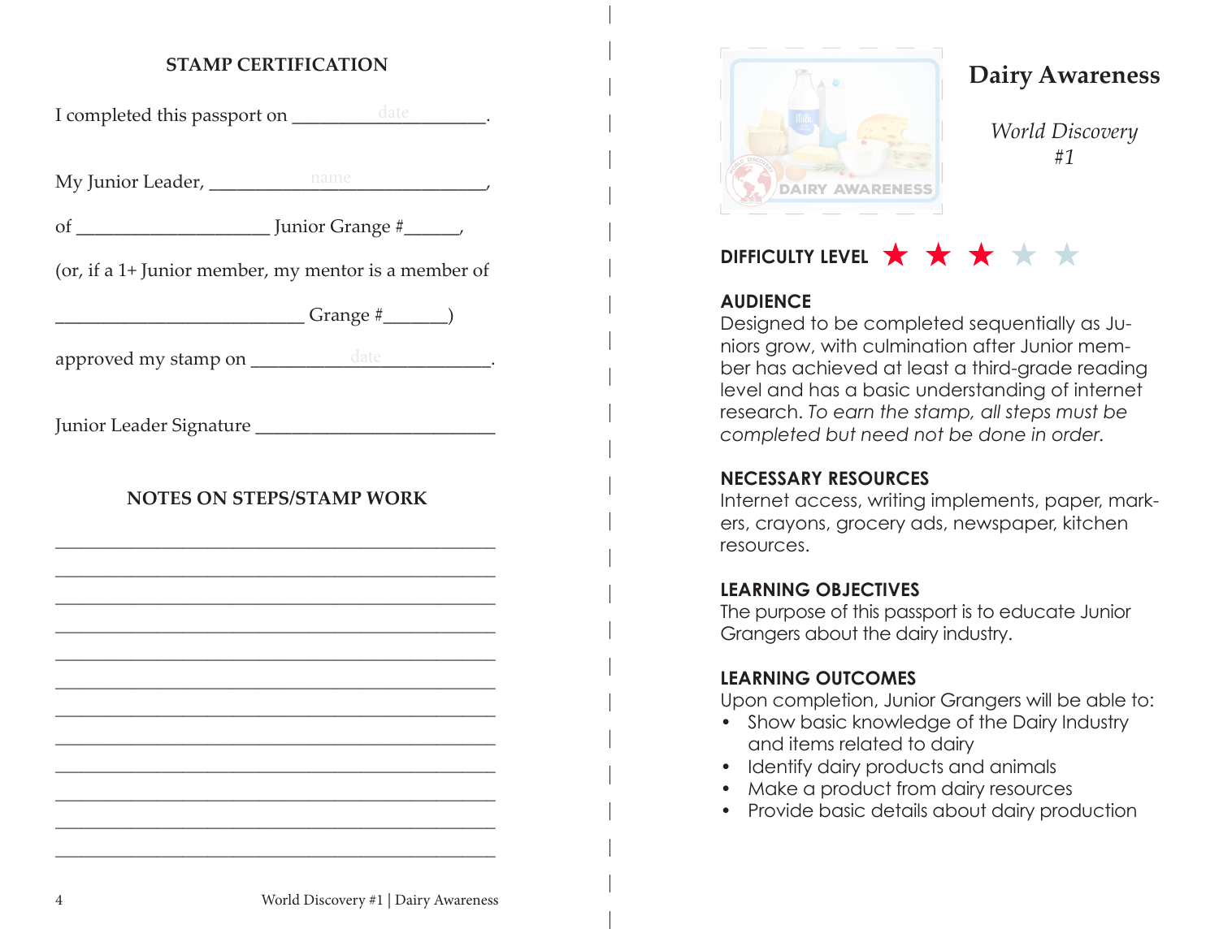## STAMP CERTIFICATION

I completed this passport on ___________date___________.

My Junior Leader, ______________name______________,

of ____________________ Junior Grange #______,

(or, if a 1+ Junior member, my mentor is a member of

__________________________ Grange #_______)

approved my stamp on ______________date______________.

Junior Leader Signature __________________________

## NOTES ON STEPS/STAMP WORK

______________________________________________

______________________________________________

______________________________________________

______________________________________________

______________________________________________

______________________________________________

______________________________________________

______________________________________________

______________________________________________

______________________________________________

______________________________________________

______________________________________________

# Dairy Awareness

*World Discovery #1*

**DIFFICULTY LEVEL** ★ ★ ★ ☆ ☆

**AUDIENCE**
Designed to be completed sequentially as Juniors grow, with culmination after Junior member has achieved at least a third-grade reading level and has a basic understanding of internet research. *To earn the stamp, all steps must be completed but need not be done in order.*

**NECESSARY RESOURCES**
Internet access, writing implements, paper, markers, crayons, grocery ads, newspaper, kitchen resources.

**LEARNING OBJECTIVES**
The purpose of this passport is to educate Junior Grangers about the dairy industry.

**LEARNING OUTCOMES**
Upon completion, Junior Grangers will be able to:

- Show basic knowledge of the Dairy Industry and items related to dairy
- Identify dairy products and animals
- Make a product from dairy resources
- Provide basic details about dairy production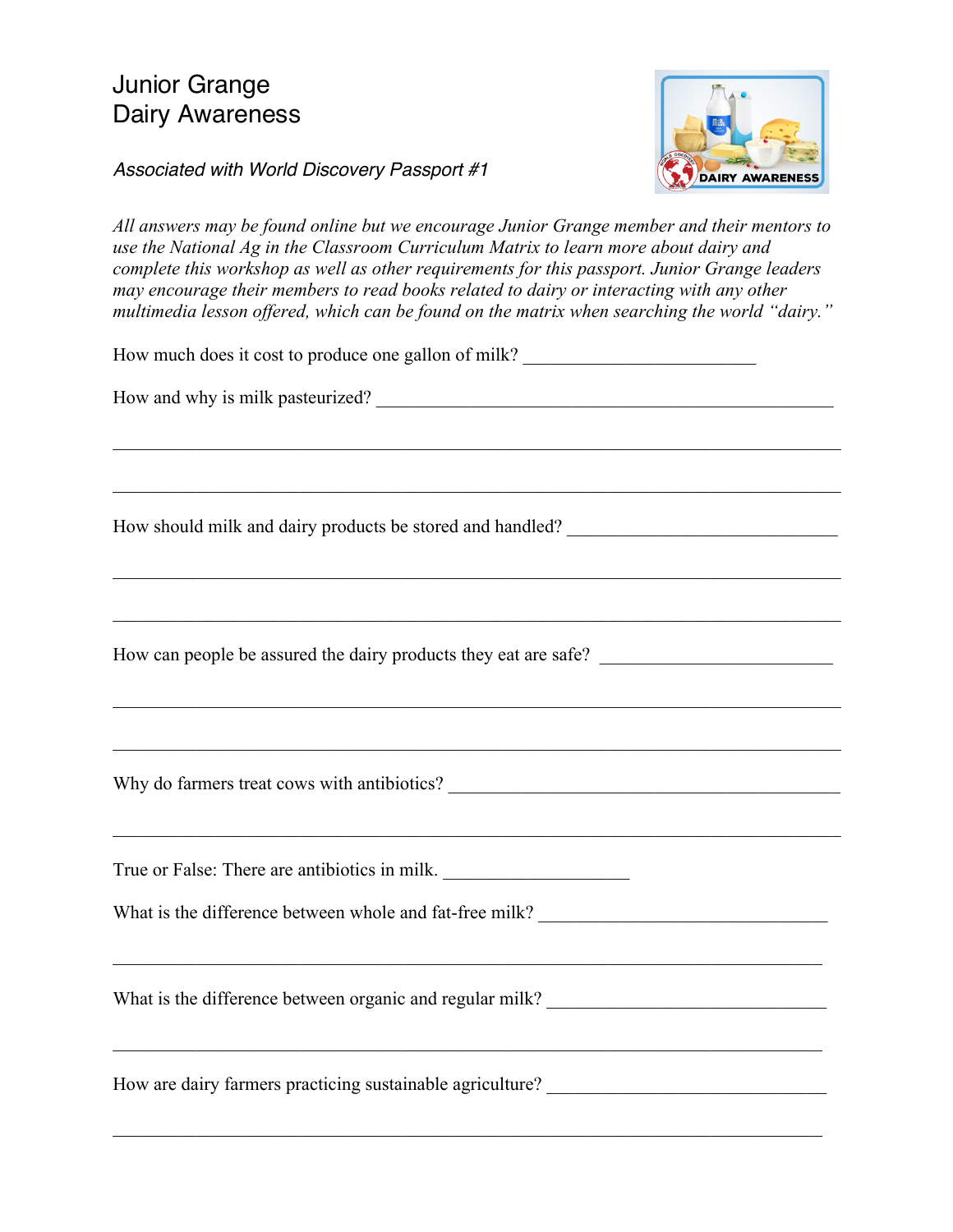# Junior Grange
# Dairy Awareness

*Associated with World Discovery Passport #1*

*All answers may be found online but we encourage Junior Grange member and their mentors to use the National Ag in the Classroom Curriculum Matrix to learn more about dairy and complete this workshop as well as other requirements for this passport. Junior Grange leaders may encourage their members to read books related to dairy or interacting with any other multimedia lesson offered, which can be found on the matrix when searching the world "dairy."*

How much does it cost to produce one gallon of milk? ________________________

How and why is milk pasteurized? ________________________________________________

_____________________________________________________________________________

_____________________________________________________________________________

How should milk and dairy products be stored and handled? ___________________________

_____________________________________________________________________________

_____________________________________________________________________________

How can people be assured the dairy products they eat are safe? ________________________

_____________________________________________________________________________

_____________________________________________________________________________

Why do farmers treat cows with antibiotics? ______________________________________

_____________________________________________________________________________

True or False: There are antibiotics in milk. ___________________

What is the difference between whole and fat-free milk? ______________________________

_____________________________________________________________________________

What is the difference between organic and regular milk? _____________________________

_____________________________________________________________________________

How are dairy farmers practicing sustainable agriculture? _____________________________

_____________________________________________________________________________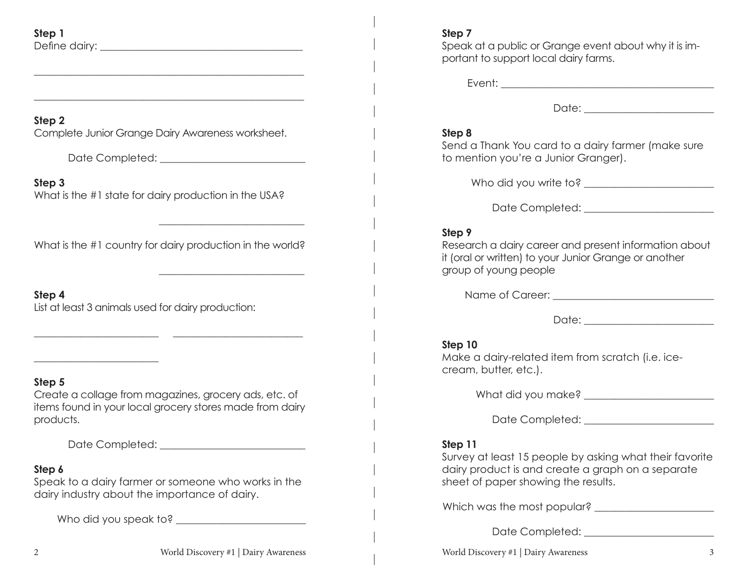**Step 1**

Define dairy: ______________________________________

______________________________________________

______________________________________________

**Step 2**

Complete Junior Grange Dairy Awareness worksheet.

Date Completed: __________________________

**Step 3**

What is the #1 state for dairy production in the USA?

__________________________

What is the #1 country for dairy production in the world?

__________________________

**Step 4**

List at least 3 animals used for dairy production:

______________________ ______________________

______________________

**Step 5**

Create a collage from magazines, grocery ads, etc. of items found in your local grocery stores made from dairy products.

Date Completed: __________________________

**Step 6**

Speak to a dairy farmer or someone who works in the dairy industry about the importance of dairy.

Who did you speak to? ______________________

**Step 7**

Speak at a public or Grange event about why it is important to support local dairy farms.

Event: ______________________________________

Date: ______________________

**Step 8**

Send a Thank You card to a dairy farmer (make sure to mention you're a Junior Granger).

Who did you write to? ______________________

Date Completed: ______________________

**Step 9**

Research a dairy career and present information about it (oral or written) to your Junior Grange or another group of young people

Name of Career: ____________________________

Date: ______________________

**Step 10**

Make a dairy-related item from scratch (i.e. ice-cream, butter, etc.).

What did you make? ______________________

Date Completed: ______________________

**Step 11**

Survey at least 15 people by asking what their favorite dairy product is and create a graph on a separate sheet of paper showing the results.

Which was the most popular? ____________________

Date Completed: ______________________